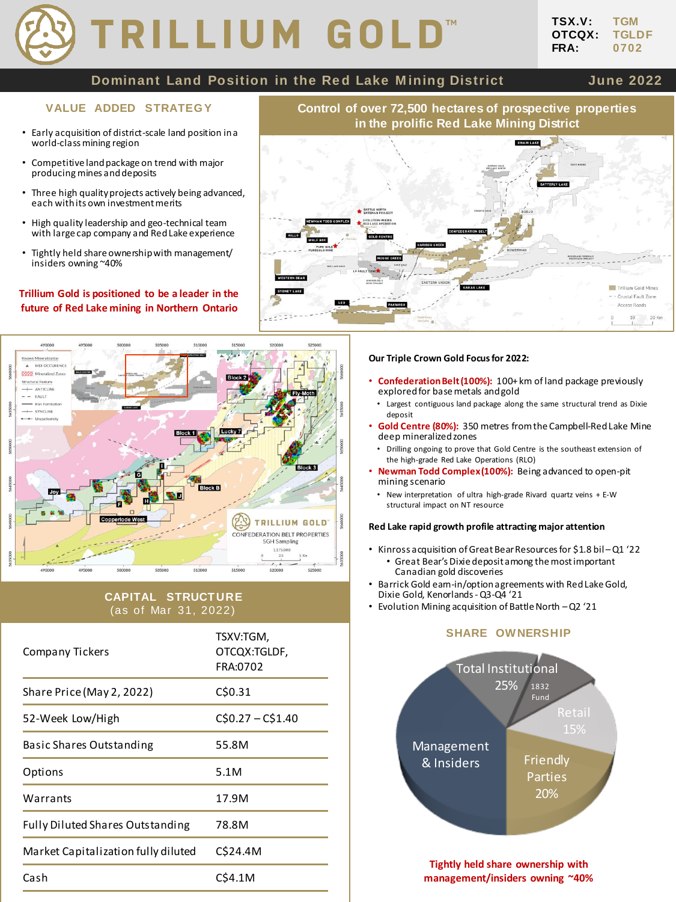# TRILLIUM GOLD™

TSX.V: TGM
OTCQX: TGLDF
FRA: 0702

## Dominant Land Position in the Red Lake Mining District

June 2022

### VALUE ADDED STRATEGY

- Early acquisition of district-scale land position in a world-class mining region
- Competitive land package on trend with major producing mines and deposits
- Three high quality projects actively being advanced, each with its own investment merits
- High quality leadership and geo-technical team with large cap company and Red Lake experience
- Tightly held share ownership with management/ insiders owning ~40%

**Trillium Gold is positioned to be a leader in the future of Red Lake mining in Northern Ontario**

### Control of over 72,500 hectares of prospective properties in the prolific Red Lake Mining District

**Our Triple Crown Gold Focus for 2022:**

- **Confederation Belt (100%):** 100+ km of land package previously explored for base metals and gold
  - Largest contiguous land package along the same structural trend as Dixie deposit
- **Gold Centre (80%):** 350 metres from the Campbell-Red Lake Mine deep mineralized zones
  - Drilling ongoing to prove that Gold Centre is the southeast extension of the high-grade Red Lake Operations (RLO)
- **Newman Todd Complex (100%):** Being advanced to open-pit mining scenario
  - New interpretation of ultra high-grade Rivard quartz veins + E-W structural impact on NT resource

**Red Lake rapid growth profile attracting major attention**

- Kinross acquisition of Great Bear Resources for $1.8 bil – Q1 '22
  - Great Bear's Dixie deposit among the most important Canadian gold discoveries
- Barrick Gold earn-in/option agreements with Red Lake Gold, Dixie Gold, Kenorlands - Q3-Q4 '21
- Evolution Mining acquisition of Battle North – Q2 '21

### CAPITAL STRUCTURE
(as of Mar 31, 2022)

| | |
|---|---|
| Company Tickers | TSXV:TGM, OTCQX:TGLDF, FRA:0702 |
| Share Price (May 2, 2022) | C$0.31 |
| 52-Week Low/High | C$0.27 – C$1.40 |
| Basic Shares Outstanding | 55.8M |
| Options | 5.1M |
| Warrants | 17.9M |
| Fully Diluted Shares Outstanding | 78.8M |
| Market Capitalization fully diluted | C$24.4M |
| Cash | C$4.1M |

### SHARE OWNERSHIP

- Total Institutional 25% (1832 Fund)
- Retail 15%
- Friendly Parties 20%
- Management & Insiders

**Tightly held share ownership with management/insiders owning ~40%**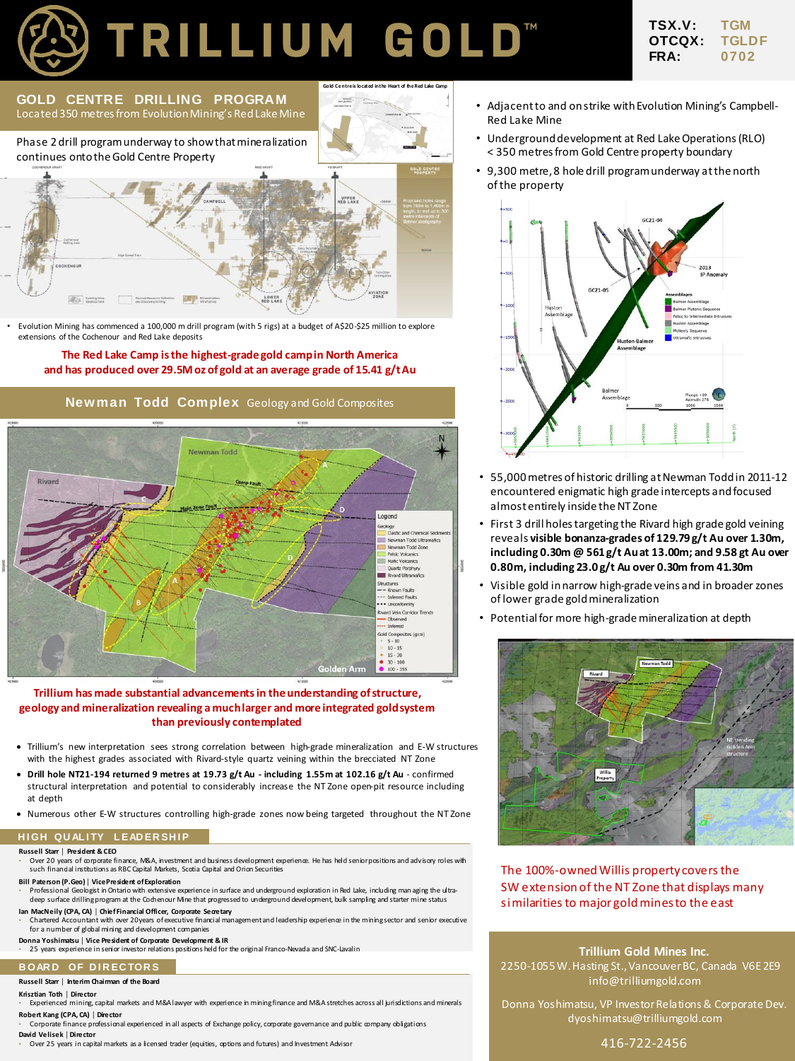# TRILLIUM GOLD™

TSX.V: TGM
OTCQX: TGLDF
FRA: 0702

## GOLD CENTRE DRILLING PROGRAM

Located 350 metres from Evolution Mining's Red Lake Mine

Phase 2 drill program underway to show that mineralization continues onto the Gold Centre Property

- Evolution Mining has commenced a 100,000 m drill program (with 5 rigs) at a budget of A$20-$25 million to explore extensions of the Cochenour and Red Lake deposits

**The Red Lake Camp is the highest-grade gold camp in North America and has produced over 29.5M oz of gold at an average grade of 15.41 g/t Au**

- Adjacent to and on strike with Evolution Mining's Campbell-Red Lake Mine
- Underground development at Red Lake Operations (RLO) < 350 metres from Gold Centre property boundary
- 9,300 metre, 8 hole drill program underway at the north of the property

## Newman Todd Complex Geology and Gold Composites

**Trillium has made substantial advancements in the understanding of structure, geology and mineralization revealing a much larger and more integrated gold system than previously contemplated**

- Trillium's new interpretation sees strong correlation between high-grade mineralization and E-W structures with the highest grades associated with Rivard-style quartz veining within the brecciated NT Zone
- **Drill hole NT21-194 returned 9 metres at 19.73 g/t Au - including 1.55m at 102.16 g/t Au** - confirmed structural interpretation and potential to considerably increase the NT Zone open-pit resource including at depth
- Numerous other E-W structures controlling high-grade zones now being targeted throughout the NT Zone

- 55,000 metres of historic drilling at Newman Todd in 2011-12 encountered enigmatic high grade intercepts and focused almost entirely inside the NT Zone
- First 3 drill holes targeting the Rivard high grade gold veining reveals **visible bonanza-grades of 129.79 g/t Au over 1.30m, including 0.30m @ 561 g/t Au at 13.00m; and 9.58 gt Au over 0.80m, including 23.0 g/t Au over 0.30m from 41.30m**
- Visible gold in narrow high-grade veins and in broader zones of lower grade gold mineralization
- Potential for more high-grade mineralization at depth

The 100%-owned Willis property covers the SW extension of the NT Zone that displays many similarities to major gold mines to the east

## HIGH QUALITY LEADERSHIP

**Russell Starr | President & CEO**
- Over 20 years of corporate finance, M&A, investment and business development experience. He has held senior positions and advisory roles with such financial institutions as RBC Capital Markets, Scotia Capital and Orion Securities

**Bill Paterson (P.Geo) | Vice President of Exploration**
- Professional Geologist in Ontario with extensive experience in surface and underground exploration in Red Lake, including managing the ultra-deep surface drilling program at the Cochenour Mine that progressed to underground development, bulk sampling and starter mine status

**Ian MacNeily (CPA, CA) | Chief Financial Officer, Corporate Secretary**
- Chartered Accountant with over 20 years of executive financial management and leadership experience in the mining sector and senior executive for a number of global mining and development companies

**Donna Yoshimatsu | Vice President of Corporate Development & IR**
- 25 years experience in senior investor relations positions held for the original Franco-Nevada and SNC-Lavalin

## BOARD OF DIRECTORS

**Russell Starr | Interim Chairman of the Board**

**Krisztian Toth | Director**
- Experienced mining, capital markets and M&A lawyer with experience in mining finance and M&A stretches across all jurisdictions and minerals

**Robert Kang (CPA, CA) | Director**
- Corporate finance professional experienced in all aspects of Exchange policy, corporate governance and public company obligations

**David Velisek | Director**
- Over 25 years in capital markets as a licensed trader (equities, options and futures) and Investment Advisor

**Trillium Gold Mines Inc.**
2250-1055 W. Hasting St., Vancouver BC, Canada V6E 2E9
info@trilliumgold.com

Donna Yoshimatsu, VP Investor Relations & Corporate Dev.
dyoshimatsu@trilliumgold.com

416-722-2456